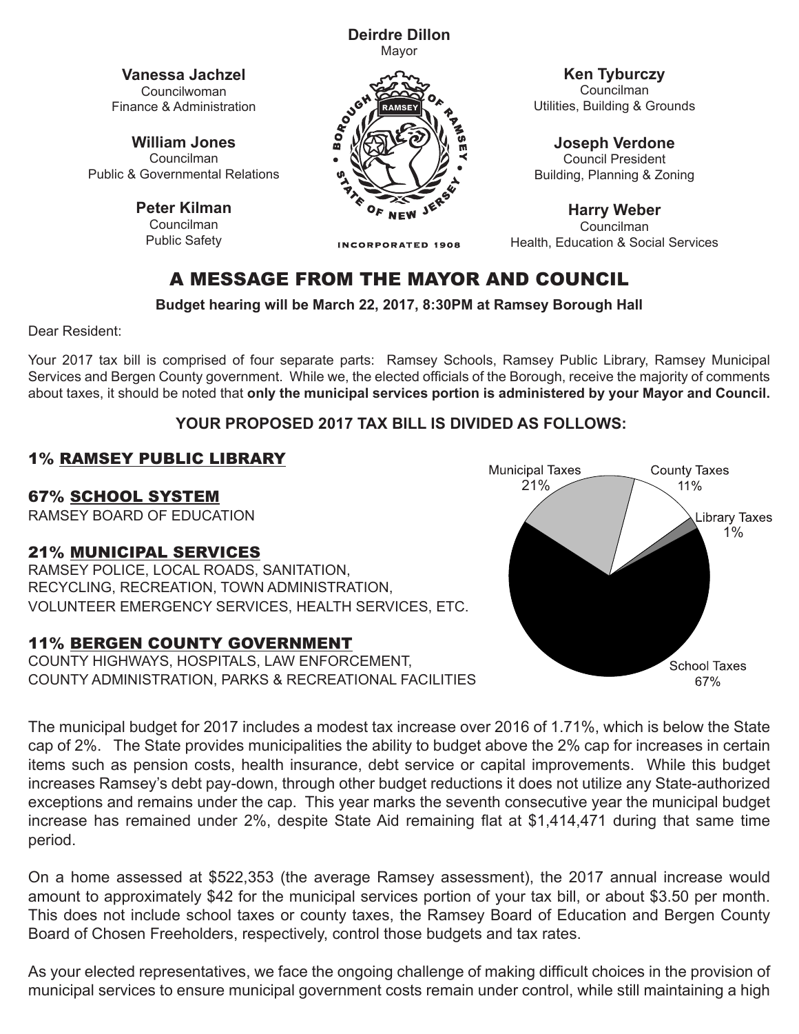**Deirdre Dillon**
Mayor

**Vanessa Jachzel**
Councilwoman
Finance & Administration

**William Jones**
Councilman
Public & Governmental Relations

**Peter Kilman**
Councilman
Public Safety

**Ken Tyburczy**
Councilman
Utilities, Building & Grounds

**Joseph Verdone**
Council President
Building, Planning & Zoning

**Harry Weber**
Councilman
Health, Education & Social Services

BOROUGH OF RAMSEY • STATE OF NEW JERSEY
INCORPORATED 1908

# A MESSAGE FROM THE MAYOR AND COUNCIL

**Budget hearing will be March 22, 2017, 8:30PM at Ramsey Borough Hall**

Dear Resident:

Your 2017 tax bill is comprised of four separate parts: Ramsey Schools, Ramsey Public Library, Ramsey Municipal Services and Bergen County government. While we, the elected officials of the Borough, receive the majority of comments about taxes, it should be noted that **only the municipal services portion is administered by your Mayor and Council.**

### YOUR PROPOSED 2017 TAX BILL IS DIVIDED AS FOLLOWS:

## 1% RAMSEY PUBLIC LIBRARY

## 67% SCHOOL SYSTEM

RAMSEY BOARD OF EDUCATION

## 21% MUNICIPAL SERVICES

RAMSEY POLICE, LOCAL ROADS, SANITATION, RECYCLING, RECREATION, TOWN ADMINISTRATION, VOLUNTEER EMERGENCY SERVICES, HEALTH SERVICES, ETC.

## 11% BERGEN COUNTY GOVERNMENT

COUNTY HIGHWAYS, HOSPITALS, LAW ENFORCEMENT, COUNTY ADMINISTRATION, PARKS & RECREATIONAL FACILITIES

Municipal Taxes 21%
County Taxes 11%
Library Taxes 1%
School Taxes 67%

The municipal budget for 2017 includes a modest tax increase over 2016 of 1.71%, which is below the State cap of 2%. The State provides municipalities the ability to budget above the 2% cap for increases in certain items such as pension costs, health insurance, debt service or capital improvements. While this budget increases Ramsey's debt pay-down, through other budget reductions it does not utilize any State-authorized exceptions and remains under the cap. This year marks the seventh consecutive year the municipal budget increase has remained under 2%, despite State Aid remaining flat at $1,414,471 during that same time period.

On a home assessed at $522,353 (the average Ramsey assessment), the 2017 annual increase would amount to approximately $42 for the municipal services portion of your tax bill, or about $3.50 per month. This does not include school taxes or county taxes, the Ramsey Board of Education and Bergen County Board of Chosen Freeholders, respectively, control those budgets and tax rates.

As your elected representatives, we face the ongoing challenge of making difficult choices in the provision of municipal services to ensure municipal government costs remain under control, while still maintaining a high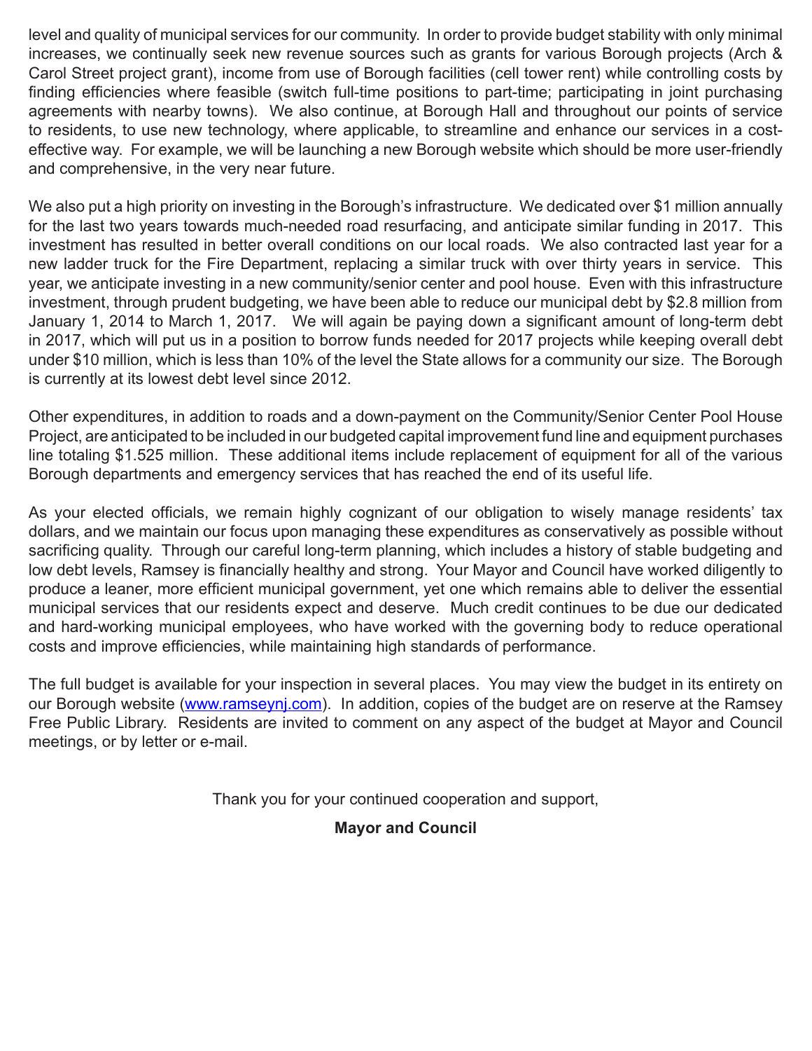level and quality of municipal services for our community. In order to provide budget stability with only minimal increases, we continually seek new revenue sources such as grants for various Borough projects (Arch & Carol Street project grant), income from use of Borough facilities (cell tower rent) while controlling costs by finding efficiencies where feasible (switch full-time positions to part-time; participating in joint purchasing agreements with nearby towns). We also continue, at Borough Hall and throughout our points of service to residents, to use new technology, where applicable, to streamline and enhance our services in a cost-effective way. For example, we will be launching a new Borough website which should be more user-friendly and comprehensive, in the very near future.

We also put a high priority on investing in the Borough's infrastructure. We dedicated over $1 million annually for the last two years towards much-needed road resurfacing, and anticipate similar funding in 2017. This investment has resulted in better overall conditions on our local roads. We also contracted last year for a new ladder truck for the Fire Department, replacing a similar truck with over thirty years in service. This year, we anticipate investing in a new community/senior center and pool house. Even with this infrastructure investment, through prudent budgeting, we have been able to reduce our municipal debt by $2.8 million from January 1, 2014 to March 1, 2017. We will again be paying down a significant amount of long-term debt in 2017, which will put us in a position to borrow funds needed for 2017 projects while keeping overall debt under $10 million, which is less than 10% of the level the State allows for a community our size. The Borough is currently at its lowest debt level since 2012.

Other expenditures, in addition to roads and a down-payment on the Community/Senior Center Pool House Project, are anticipated to be included in our budgeted capital improvement fund line and equipment purchases line totaling $1.525 million. These additional items include replacement of equipment for all of the various Borough departments and emergency services that has reached the end of its useful life.

As your elected officials, we remain highly cognizant of our obligation to wisely manage residents' tax dollars, and we maintain our focus upon managing these expenditures as conservatively as possible without sacrificing quality. Through our careful long-term planning, which includes a history of stable budgeting and low debt levels, Ramsey is financially healthy and strong. Your Mayor and Council have worked diligently to produce a leaner, more efficient municipal government, yet one which remains able to deliver the essential municipal services that our residents expect and deserve. Much credit continues to be due our dedicated and hard-working municipal employees, who have worked with the governing body to reduce operational costs and improve efficiencies, while maintaining high standards of performance.

The full budget is available for your inspection in several places. You may view the budget in its entirety on our Borough website (www.ramseynj.com). In addition, copies of the budget are on reserve at the Ramsey Free Public Library. Residents are invited to comment on any aspect of the budget at Mayor and Council meetings, or by letter or e-mail.

Thank you for your continued cooperation and support,

**Mayor and Council**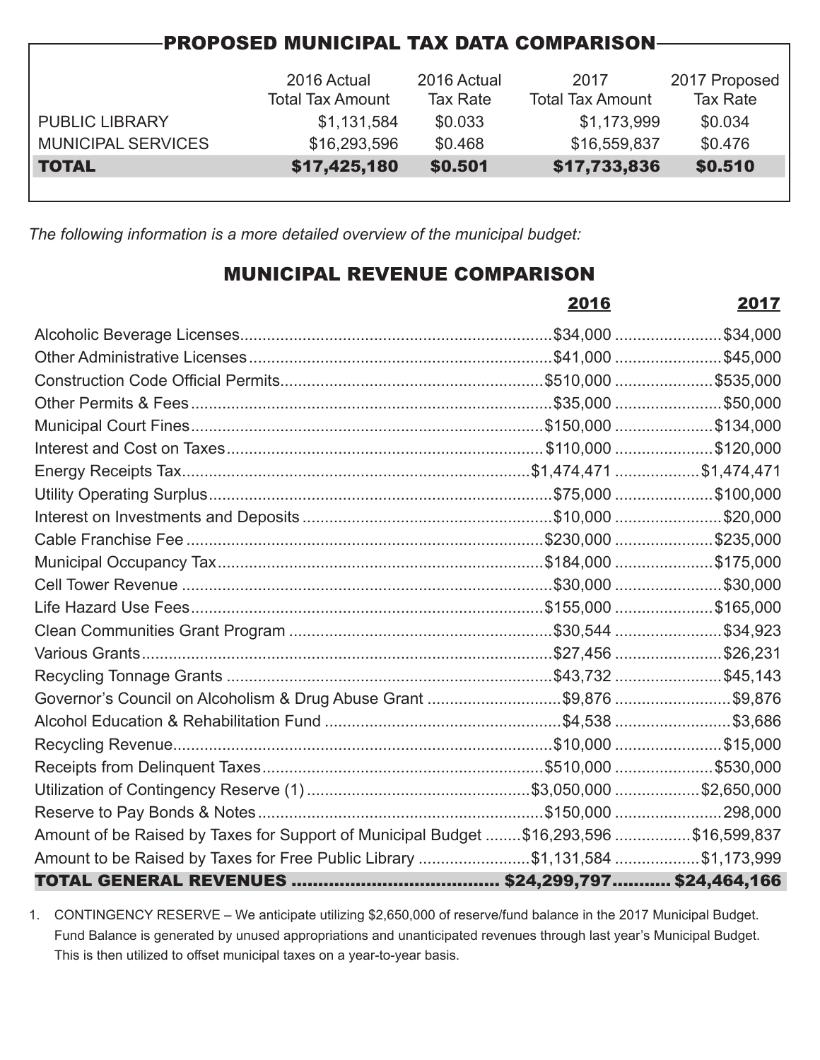## PROPOSED MUNICIPAL TAX DATA COMPARISON

| | 2016 Actual Total Tax Amount | 2016 Actual Tax Rate | 2017 Total Tax Amount | 2017 Proposed Tax Rate |
|---|---|---|---|---|
| PUBLIC LIBRARY | $1,131,584 | $0.033 | $1,173,999 | $0.034 |
| MUNICIPAL SERVICES | $16,293,596 | $0.468 | $16,559,837 | $0.476 |
| **TOTAL** | **$17,425,180** | **$0.501** | **$17,733,836** | **$0.510** |

*The following information is a more detailed overview of the municipal budget:*

## MUNICIPAL REVENUE COMPARISON

| | 2016 | 2017 |
|---|---|---|
| Alcoholic Beverage Licenses | $34,000 | $34,000 |
| Other Administrative Licenses | $41,000 | $45,000 |
| Construction Code Official Permits | $510,000 | $535,000 |
| Other Permits & Fees | $35,000 | $50,000 |
| Municipal Court Fines | $150,000 | $134,000 |
| Interest and Cost on Taxes | $110,000 | $120,000 |
| Energy Receipts Tax | $1,474,471 | $1,474,471 |
| Utility Operating Surplus | $75,000 | $100,000 |
| Interest on Investments and Deposits | $10,000 | $20,000 |
| Cable Franchise Fee | $230,000 | $235,000 |
| Municipal Occupancy Tax | $184,000 | $175,000 |
| Cell Tower Revenue | $30,000 | $30,000 |
| Life Hazard Use Fees | $155,000 | $165,000 |
| Clean Communities Grant Program | $30,544 | $34,923 |
| Various Grants | $27,456 | $26,231 |
| Recycling Tonnage Grants | $43,732 | $45,143 |
| Governor's Council on Alcoholism & Drug Abuse Grant | $9,876 | $9,876 |
| Alcohol Education & Rehabilitation Fund | $4,538 | $3,686 |
| Recycling Revenue | $10,000 | $15,000 |
| Receipts from Delinquent Taxes | $510,000 | $530,000 |
| Utilization of Contingency Reserve (1) | $3,050,000 | $2,650,000 |
| Reserve to Pay Bonds & Notes | $150,000 | 298,000 |
| Amount of be Raised by Taxes for Support of Municipal Budget | $16,293,596 | $16,599,837 |
| Amount to be Raised by Taxes for Free Public Library | $1,131,584 | $1,173,999 |
| **TOTAL GENERAL REVENUES** | **$24,299,797** | **$24,464,166** |

1. CONTINGENCY RESERVE – We anticipate utilizing $2,650,000 of reserve/fund balance in the 2017 Municipal Budget. Fund Balance is generated by unused appropriations and unanticipated revenues through last year's Municipal Budget. This is then utilized to offset municipal taxes on a year-to-year basis.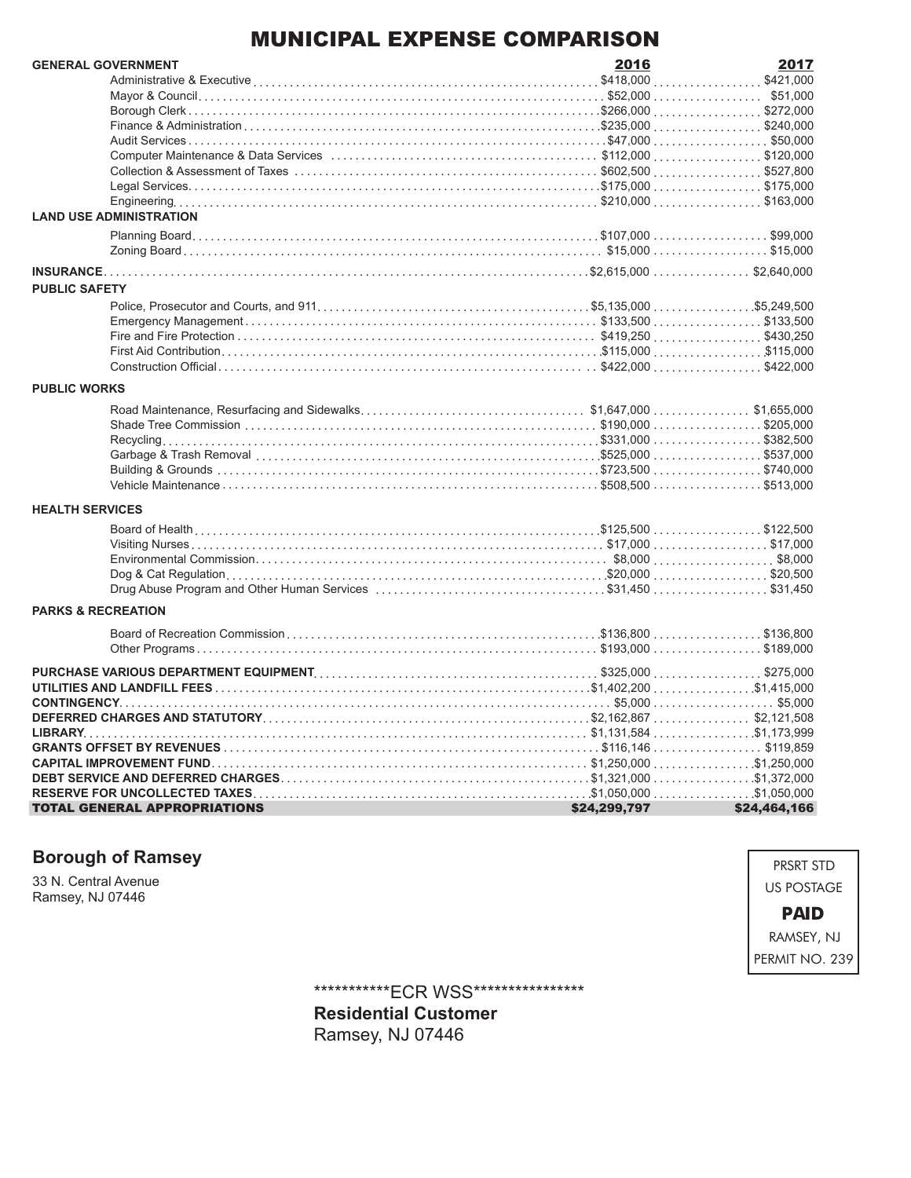# MUNICIPAL EXPENSE COMPARISON

| | 2016 | 2017 |
|---|---|---|
| **GENERAL GOVERNMENT** | | |
| Administrative & Executive | $418,000 | $421,000 |
| Mayor & Council | $52,000 | $51,000 |
| Borough Clerk | $266,000 | $272,000 |
| Finance & Administration | $235,000 | $240,000 |
| Audit Services | $47,000 | $50,000 |
| Computer Maintenance & Data Services | $112,000 | $120,000 |
| Collection & Assessment of Taxes | $602,500 | $527,800 |
| Legal Services | $175,000 | $175,000 |
| Engineering | $210,000 | $163,000 |
| **LAND USE ADMINISTRATION** | | |
| Planning Board | $107,000 | $99,000 |
| Zoning Board | $15,000 | $15,000 |
| **INSURANCE** | $2,615,000 | $2,640,000 |
| **PUBLIC SAFETY** | | |
| Police, Prosecutor and Courts, and 911 | $5,135,000 | $5,249,500 |
| Emergency Management | $133,500 | $133,500 |
| Fire and Fire Protection | $419,250 | $430,250 |
| First Aid Contribution | $115,000 | $115,000 |
| Construction Official | $422,000 | $422,000 |
| **PUBLIC WORKS** | | |
| Road Maintenance, Resurfacing and Sidewalks | $1,647,000 | $1,655,000 |
| Shade Tree Commission | $190,000 | $205,000 |
| Recycling | $331,000 | $382,500 |
| Garbage & Trash Removal | $525,000 | $537,000 |
| Building & Grounds | $723,500 | $740,000 |
| Vehicle Maintenance | $508,500 | $513,000 |
| **HEALTH SERVICES** | | |
| Board of Health | $125,500 | $122,500 |
| Visiting Nurses | $17,000 | $17,000 |
| Environmental Commission | $8,000 | $8,000 |
| Dog & Cat Regulation | $20,000 | $20,500 |
| Drug Abuse Program and Other Human Services | $31,450 | $31,450 |
| **PARKS & RECREATION** | | |
| Board of Recreation Commission | $136,800 | $136,800 |
| Other Programs | $193,000 | $189,000 |
| **PURCHASE VARIOUS DEPARTMENT EQUIPMENT** | $325,000 | $275,000 |
| **UTILITIES AND LANDFILL FEES** | $1,402,200 | $1,415,000 |
| **CONTINGENCY** | $5,000 | $5,000 |
| **DEFERRED CHARGES AND STATUTORY** | $2,162,867 | $2,121,508 |
| **LIBRARY** | $1,131,584 | $1,173,999 |
| **GRANTS OFFSET BY REVENUES** | $116,146 | $119,859 |
| **CAPITAL IMPROVEMENT FUND** | $1,250,000 | $1,250,000 |
| **DEBT SERVICE AND DEFERRED CHARGES** | $1,321,000 | $1,372,000 |
| **RESERVE FOR UNCOLLECTED TAXES** | $1,050,000 | $1,050,000 |
| **TOTAL GENERAL APPROPRIATIONS** | **$24,299,797** | **$24,464,166** |

**Borough of Ramsey**

33 N. Central Avenue
Ramsey, NJ 07446

PRSRT STD
US POSTAGE
**PAID**
RAMSEY, NJ
PERMIT NO. 239

***********ECR WSS****************

**Residential Customer**

Ramsey, NJ 07446